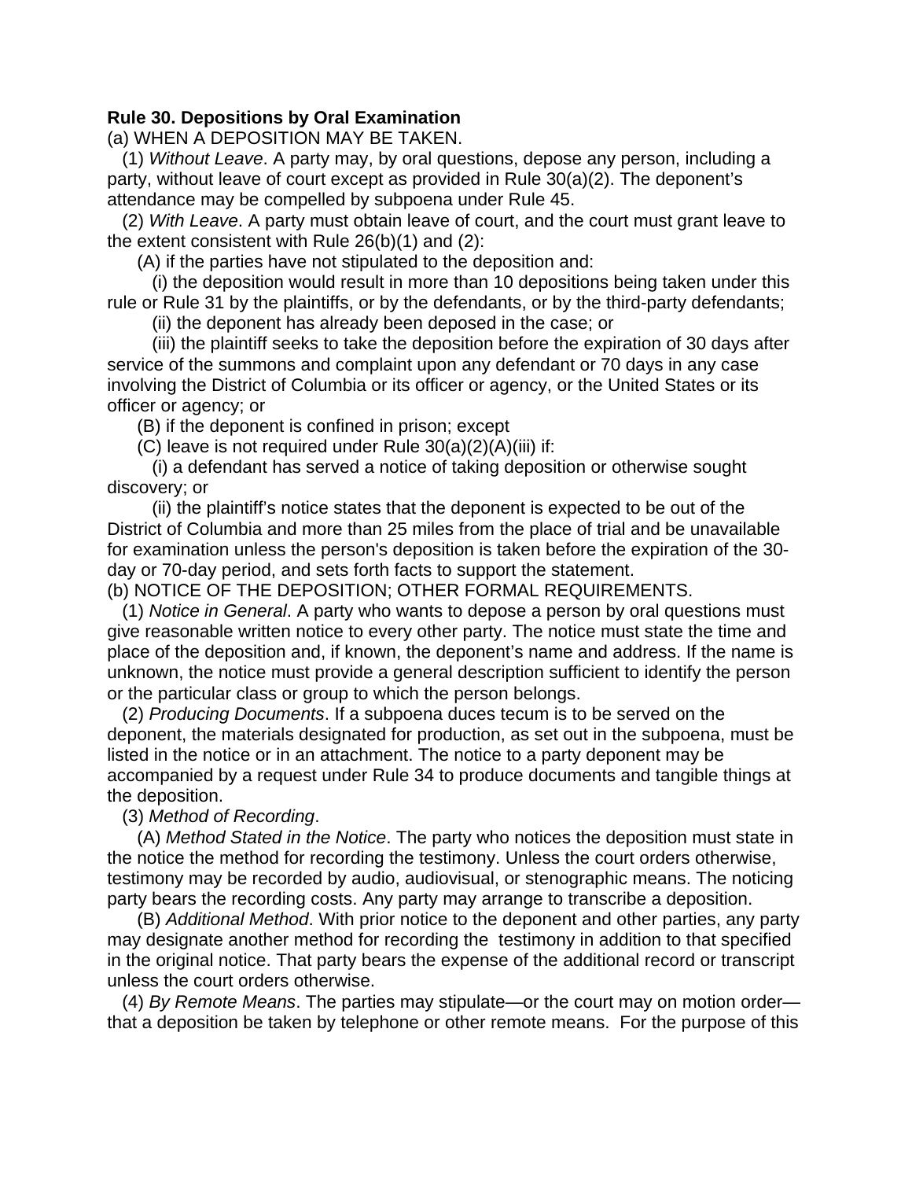**Rule 30. Depositions by Oral Examination**

(a) WHEN A DEPOSITION MAY BE TAKEN.

(1) *Without Leave*. A party may, by oral questions, depose any person, including a party, without leave of court except as provided in Rule 30(a)(2). The deponent's attendance may be compelled by subpoena under Rule 45.

(2) *With Leave*. A party must obtain leave of court, and the court must grant leave to the extent consistent with Rule 26(b)(1) and (2):

(A) if the parties have not stipulated to the deposition and:

(i) the deposition would result in more than 10 depositions being taken under this rule or Rule 31 by the plaintiffs, or by the defendants, or by the third-party defendants;

(ii) the deponent has already been deposed in the case; or

(iii) the plaintiff seeks to take the deposition before the expiration of 30 days after service of the summons and complaint upon any defendant or 70 days in any case involving the District of Columbia or its officer or agency, or the United States or its officer or agency; or

(B) if the deponent is confined in prison; except

(C) leave is not required under Rule 30(a)(2)(A)(iii) if:

(i) a defendant has served a notice of taking deposition or otherwise sought discovery; or

(ii) the plaintiff's notice states that the deponent is expected to be out of the District of Columbia and more than 25 miles from the place of trial and be unavailable for examination unless the person's deposition is taken before the expiration of the 30-day or 70-day period, and sets forth facts to support the statement.

(b) NOTICE OF THE DEPOSITION; OTHER FORMAL REQUIREMENTS.

(1) *Notice in General*. A party who wants to depose a person by oral questions must give reasonable written notice to every other party. The notice must state the time and place of the deposition and, if known, the deponent's name and address. If the name is unknown, the notice must provide a general description sufficient to identify the person or the particular class or group to which the person belongs.

(2) *Producing Documents*. If a subpoena duces tecum is to be served on the deponent, the materials designated for production, as set out in the subpoena, must be listed in the notice or in an attachment. The notice to a party deponent may be accompanied by a request under Rule 34 to produce documents and tangible things at the deposition.

(3) *Method of Recording*.

(A) *Method Stated in the Notice*. The party who notices the deposition must state in the notice the method for recording the testimony. Unless the court orders otherwise, testimony may be recorded by audio, audiovisual, or stenographic means. The noticing party bears the recording costs. Any party may arrange to transcribe a deposition.

(B) *Additional Method*. With prior notice to the deponent and other parties, any party may designate another method for recording the testimony in addition to that specified in the original notice. That party bears the expense of the additional record or transcript unless the court orders otherwise.

(4) *By Remote Means*. The parties may stipulate—or the court may on motion order—that a deposition be taken by telephone or other remote means. For the purpose of this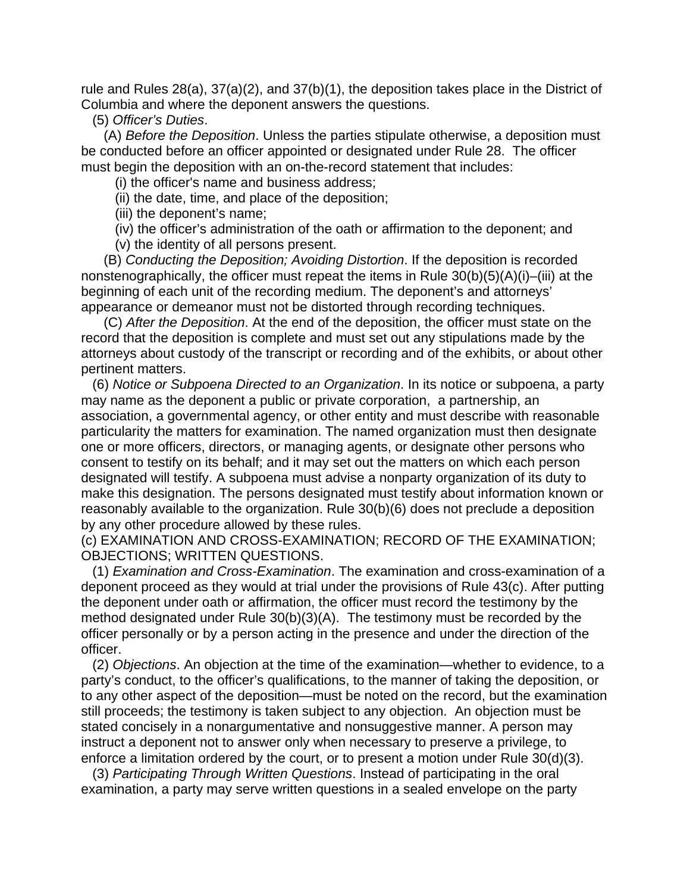rule and Rules 28(a), 37(a)(2), and 37(b)(1), the deposition takes place in the District of Columbia and where the deponent answers the questions.

(5) *Officer's Duties*.

(A) *Before the Deposition*. Unless the parties stipulate otherwise, a deposition must be conducted before an officer appointed or designated under Rule 28. The officer must begin the deposition with an on-the-record statement that includes:

(i) the officer's name and business address;

(ii) the date, time, and place of the deposition;

(iii) the deponent's name;

(iv) the officer's administration of the oath or affirmation to the deponent; and

(v) the identity of all persons present.

(B) *Conducting the Deposition; Avoiding Distortion*. If the deposition is recorded nonstenographically, the officer must repeat the items in Rule 30(b)(5)(A)(i)–(iii) at the beginning of each unit of the recording medium. The deponent's and attorneys' appearance or demeanor must not be distorted through recording techniques.

(C) *After the Deposition*. At the end of the deposition, the officer must state on the record that the deposition is complete and must set out any stipulations made by the attorneys about custody of the transcript or recording and of the exhibits, or about other pertinent matters.

(6) *Notice or Subpoena Directed to an Organization*. In its notice or subpoena, a party may name as the deponent a public or private corporation, a partnership, an association, a governmental agency, or other entity and must describe with reasonable particularity the matters for examination. The named organization must then designate one or more officers, directors, or managing agents, or designate other persons who consent to testify on its behalf; and it may set out the matters on which each person designated will testify. A subpoena must advise a nonparty organization of its duty to make this designation. The persons designated must testify about information known or reasonably available to the organization. Rule 30(b)(6) does not preclude a deposition by any other procedure allowed by these rules.

(c) EXAMINATION AND CROSS-EXAMINATION; RECORD OF THE EXAMINATION; OBJECTIONS; WRITTEN QUESTIONS.

(1) *Examination and Cross-Examination*. The examination and cross-examination of a deponent proceed as they would at trial under the provisions of Rule 43(c). After putting the deponent under oath or affirmation, the officer must record the testimony by the method designated under Rule 30(b)(3)(A). The testimony must be recorded by the officer personally or by a person acting in the presence and under the direction of the officer.

(2) *Objections*. An objection at the time of the examination—whether to evidence, to a party's conduct, to the officer's qualifications, to the manner of taking the deposition, or to any other aspect of the deposition—must be noted on the record, but the examination still proceeds; the testimony is taken subject to any objection. An objection must be stated concisely in a nonargumentative and nonsuggestive manner. A person may instruct a deponent not to answer only when necessary to preserve a privilege, to enforce a limitation ordered by the court, or to present a motion under Rule 30(d)(3).

(3) *Participating Through Written Questions*. Instead of participating in the oral examination, a party may serve written questions in a sealed envelope on the party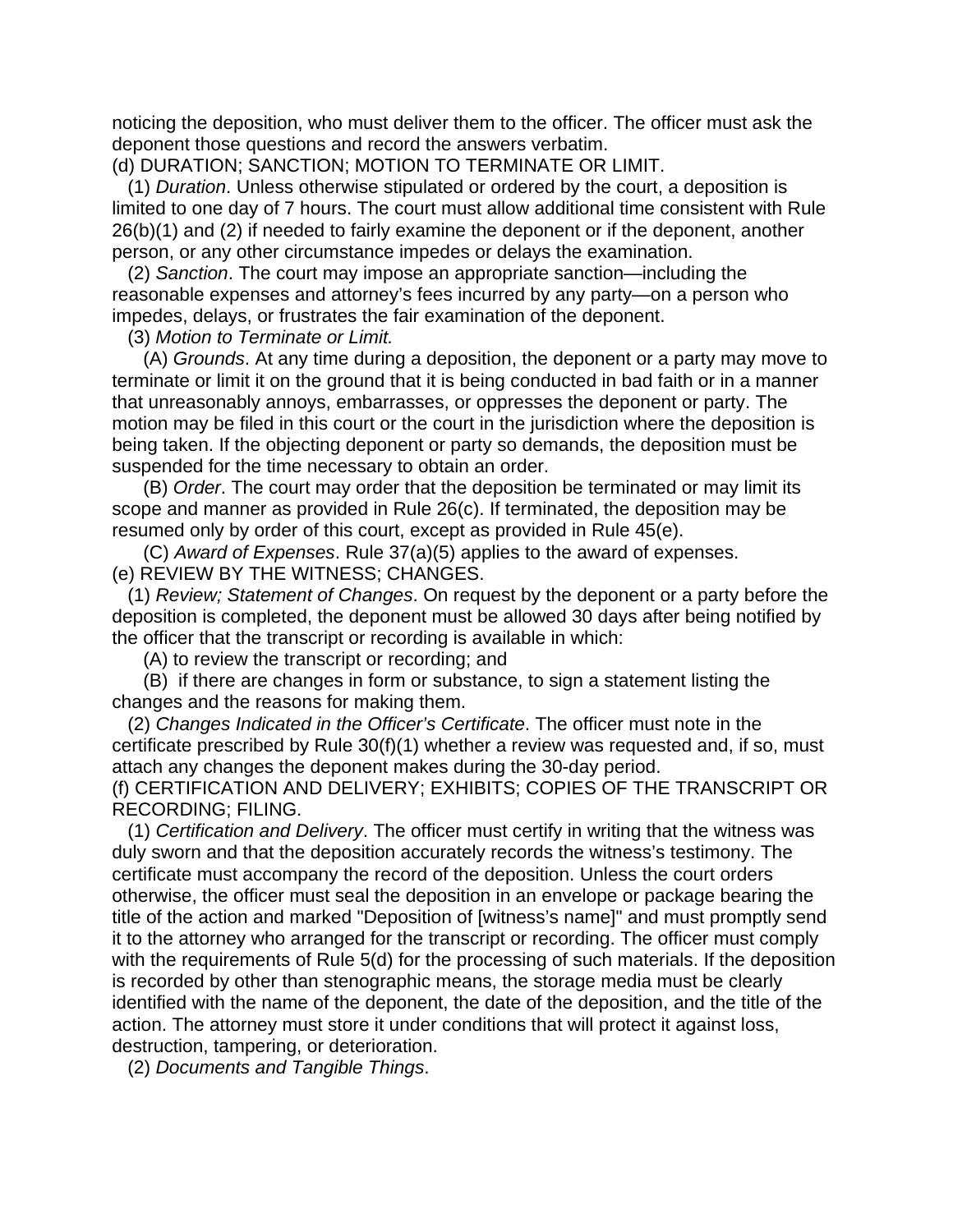noticing the deposition, who must deliver them to the officer. The officer must ask the deponent those questions and record the answers verbatim.

(d) DURATION; SANCTION; MOTION TO TERMINATE OR LIMIT.

(1) *Duration*. Unless otherwise stipulated or ordered by the court, a deposition is limited to one day of 7 hours. The court must allow additional time consistent with Rule 26(b)(1) and (2) if needed to fairly examine the deponent or if the deponent, another person, or any other circumstance impedes or delays the examination.

(2) *Sanction*. The court may impose an appropriate sanction—including the reasonable expenses and attorney's fees incurred by any party—on a person who impedes, delays, or frustrates the fair examination of the deponent.

(3) *Motion to Terminate or Limit.*

(A) *Grounds*. At any time during a deposition, the deponent or a party may move to terminate or limit it on the ground that it is being conducted in bad faith or in a manner that unreasonably annoys, embarrasses, or oppresses the deponent or party. The motion may be filed in this court or the court in the jurisdiction where the deposition is being taken. If the objecting deponent or party so demands, the deposition must be suspended for the time necessary to obtain an order.

(B) *Order*. The court may order that the deposition be terminated or may limit its scope and manner as provided in Rule 26(c). If terminated, the deposition may be resumed only by order of this court, except as provided in Rule 45(e).

(C) *Award of Expenses*. Rule 37(a)(5) applies to the award of expenses.

(e) REVIEW BY THE WITNESS; CHANGES.

(1) *Review; Statement of Changes*. On request by the deponent or a party before the deposition is completed, the deponent must be allowed 30 days after being notified by the officer that the transcript or recording is available in which:

(A) to review the transcript or recording; and

(B) if there are changes in form or substance, to sign a statement listing the changes and the reasons for making them.

(2) *Changes Indicated in the Officer's Certificate*. The officer must note in the certificate prescribed by Rule 30(f)(1) whether a review was requested and, if so, must attach any changes the deponent makes during the 30-day period.

(f) CERTIFICATION AND DELIVERY; EXHIBITS; COPIES OF THE TRANSCRIPT OR RECORDING; FILING.

(1) *Certification and Delivery*. The officer must certify in writing that the witness was duly sworn and that the deposition accurately records the witness's testimony. The certificate must accompany the record of the deposition. Unless the court orders otherwise, the officer must seal the deposition in an envelope or package bearing the title of the action and marked "Deposition of [witness's name]" and must promptly send it to the attorney who arranged for the transcript or recording. The officer must comply with the requirements of Rule 5(d) for the processing of such materials. If the deposition is recorded by other than stenographic means, the storage media must be clearly identified with the name of the deponent, the date of the deposition, and the title of the action. The attorney must store it under conditions that will protect it against loss, destruction, tampering, or deterioration.

(2) *Documents and Tangible Things*.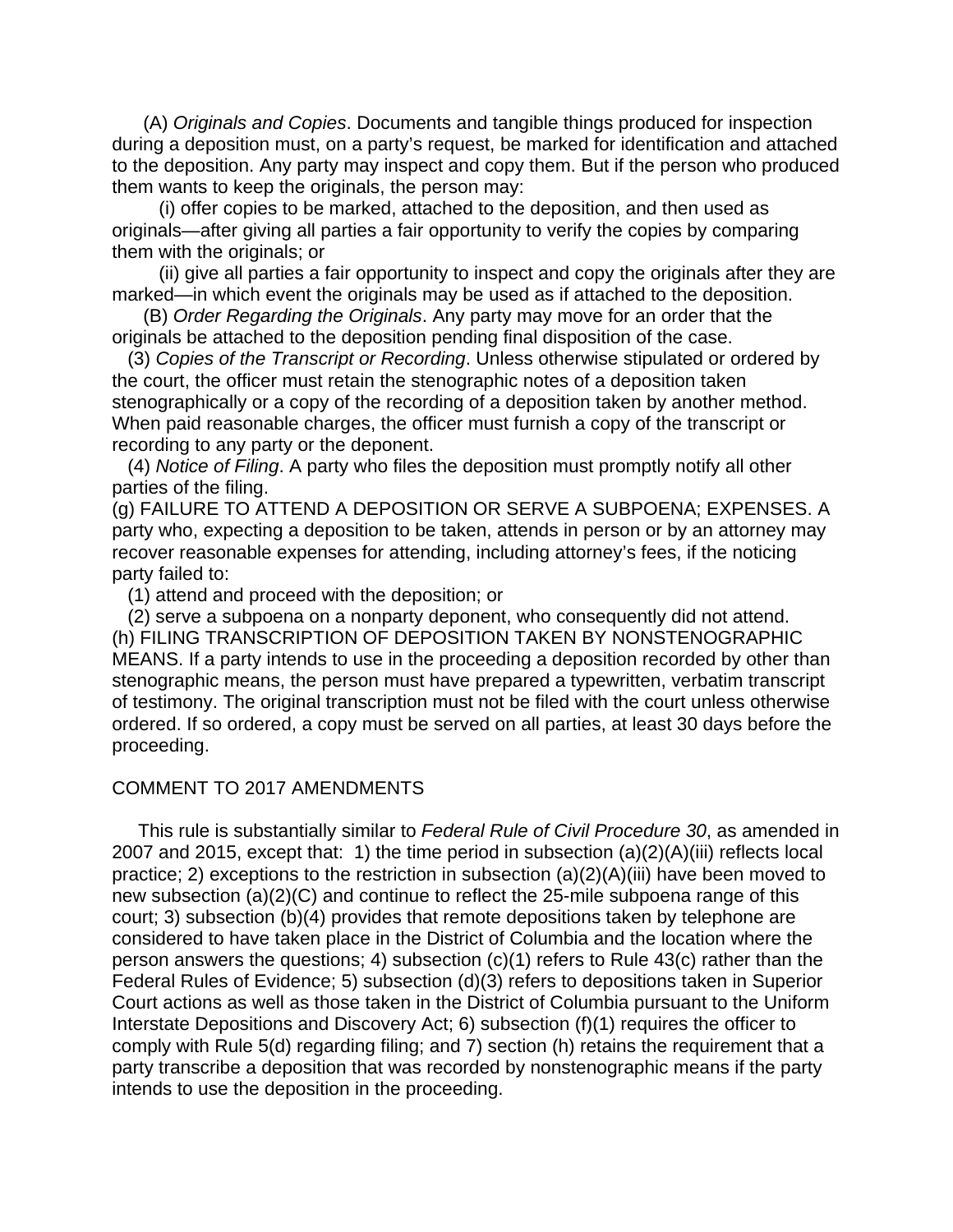(A) *Originals and Copies*. Documents and tangible things produced for inspection during a deposition must, on a party's request, be marked for identification and attached to the deposition. Any party may inspect and copy them. But if the person who produced them wants to keep the originals, the person may:

(i) offer copies to be marked, attached to the deposition, and then used as originals—after giving all parties a fair opportunity to verify the copies by comparing them with the originals; or

(ii) give all parties a fair opportunity to inspect and copy the originals after they are marked—in which event the originals may be used as if attached to the deposition.

(B) *Order Regarding the Originals*. Any party may move for an order that the originals be attached to the deposition pending final disposition of the case.

(3) *Copies of the Transcript or Recording*. Unless otherwise stipulated or ordered by the court, the officer must retain the stenographic notes of a deposition taken stenographically or a copy of the recording of a deposition taken by another method. When paid reasonable charges, the officer must furnish a copy of the transcript or recording to any party or the deponent.

(4) *Notice of Filing*. A party who files the deposition must promptly notify all other parties of the filing.

(g) FAILURE TO ATTEND A DEPOSITION OR SERVE A SUBPOENA; EXPENSES. A party who, expecting a deposition to be taken, attends in person or by an attorney may recover reasonable expenses for attending, including attorney's fees, if the noticing party failed to:

(1) attend and proceed with the deposition; or

(2) serve a subpoena on a nonparty deponent, who consequently did not attend.

(h) FILING TRANSCRIPTION OF DEPOSITION TAKEN BY NONSTENOGRAPHIC MEANS. If a party intends to use in the proceeding a deposition recorded by other than stenographic means, the person must have prepared a typewritten, verbatim transcript of testimony. The original transcription must not be filed with the court unless otherwise ordered. If so ordered, a copy must be served on all parties, at least 30 days before the proceeding.

COMMENT TO 2017 AMENDMENTS

This rule is substantially similar to *Federal Rule of Civil Procedure 30*, as amended in 2007 and 2015, except that: 1) the time period in subsection (a)(2)(A)(iii) reflects local practice; 2) exceptions to the restriction in subsection (a)(2)(A)(iii) have been moved to new subsection (a)(2)(C) and continue to reflect the 25-mile subpoena range of this court; 3) subsection (b)(4) provides that remote depositions taken by telephone are considered to have taken place in the District of Columbia and the location where the person answers the questions; 4) subsection (c)(1) refers to Rule 43(c) rather than the Federal Rules of Evidence; 5) subsection (d)(3) refers to depositions taken in Superior Court actions as well as those taken in the District of Columbia pursuant to the Uniform Interstate Depositions and Discovery Act; 6) subsection (f)(1) requires the officer to comply with Rule 5(d) regarding filing; and 7) section (h) retains the requirement that a party transcribe a deposition that was recorded by nonstenographic means if the party intends to use the deposition in the proceeding.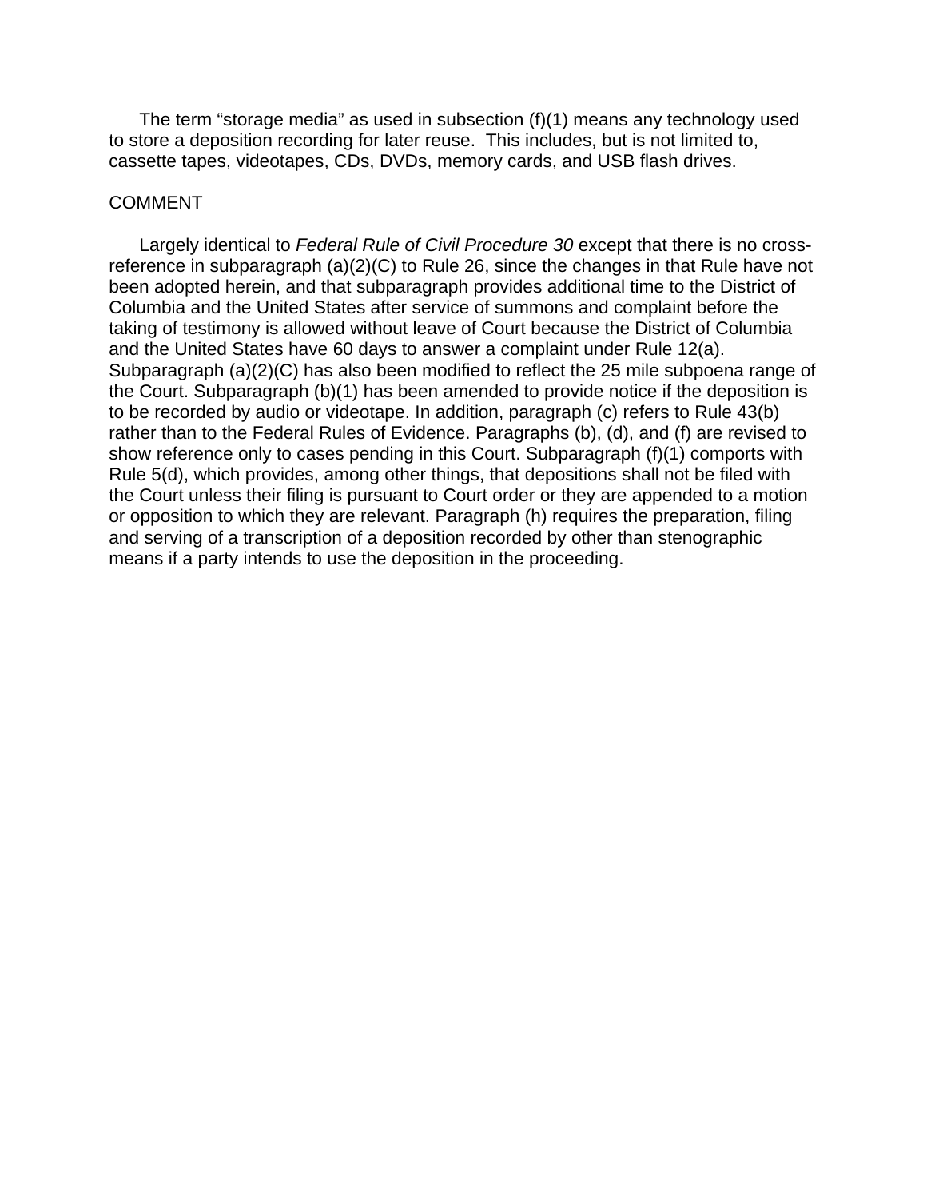The term “storage media” as used in subsection (f)(1) means any technology used to store a deposition recording for later reuse. This includes, but is not limited to, cassette tapes, videotapes, CDs, DVDs, memory cards, and USB flash drives.

COMMENT

Largely identical to *Federal Rule of Civil Procedure 30* except that there is no cross-reference in subparagraph (a)(2)(C) to Rule 26, since the changes in that Rule have not been adopted herein, and that subparagraph provides additional time to the District of Columbia and the United States after service of summons and complaint before the taking of testimony is allowed without leave of Court because the District of Columbia and the United States have 60 days to answer a complaint under Rule 12(a). Subparagraph (a)(2)(C) has also been modified to reflect the 25 mile subpoena range of the Court. Subparagraph (b)(1) has been amended to provide notice if the deposition is to be recorded by audio or videotape. In addition, paragraph (c) refers to Rule 43(b) rather than to the Federal Rules of Evidence. Paragraphs (b), (d), and (f) are revised to show reference only to cases pending in this Court. Subparagraph (f)(1) comports with Rule 5(d), which provides, among other things, that depositions shall not be filed with the Court unless their filing is pursuant to Court order or they are appended to a motion or opposition to which they are relevant. Paragraph (h) requires the preparation, filing and serving of a transcription of a deposition recorded by other than stenographic means if a party intends to use the deposition in the proceeding.